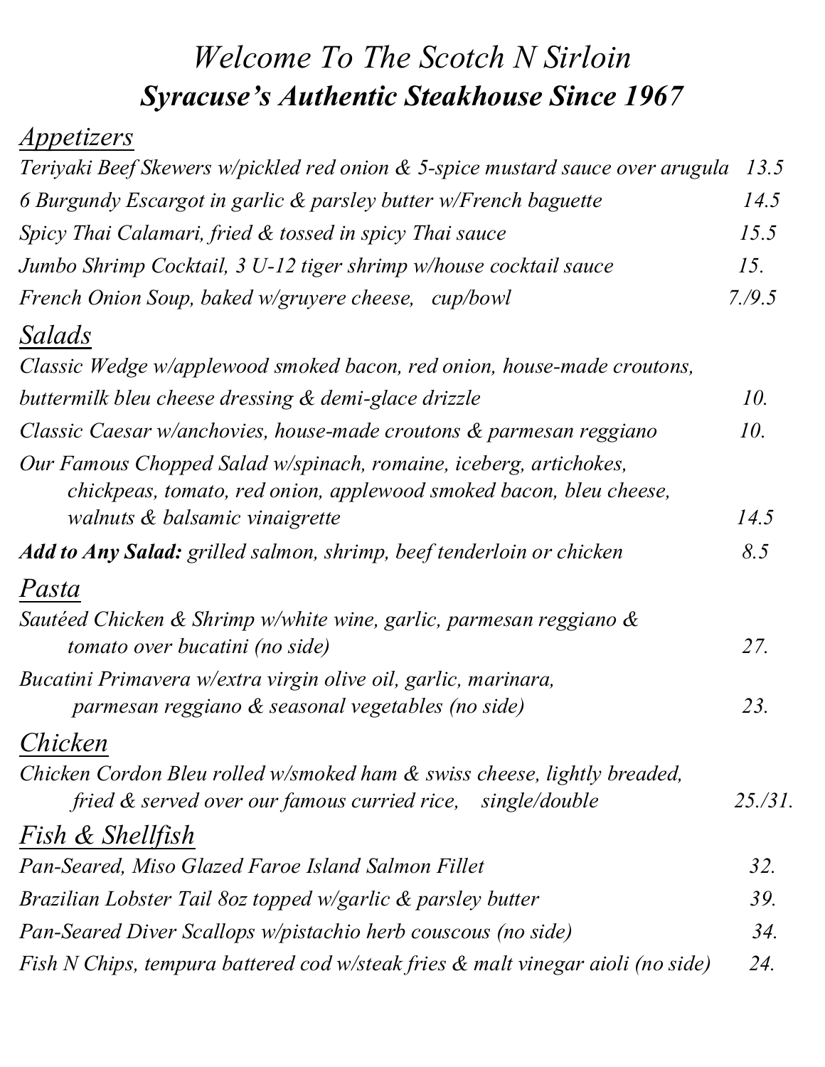# *Welcome To The Scotch N Sirloin*

## ***Syracuse's Authentic Steakhouse Since 1967***

## *Appetizers*

*Teriyaki Beef Skewers w/pickled red onion & 5-spice mustard sauce over arugula* 13.5

*6 Burgundy Escargot in garlic & parsley butter w/French baguette* 14.5

*Spicy Thai Calamari, fried & tossed in spicy Thai sauce* 15.5

*Jumbo Shrimp Cocktail, 3 U-12 tiger shrimp w/house cocktail sauce* 15.

*French Onion Soup, baked w/gruyere cheese, cup/bowl* 7./9.5

## *Salads*

*Classic Wedge w/applewood smoked bacon, red onion, house-made croutons, buttermilk bleu cheese dressing & demi-glace drizzle* 10.

*Classic Caesar w/anchovies, house-made croutons & parmesan reggiano* 10.

*Our Famous Chopped Salad w/spinach, romaine, iceberg, artichokes, chickpeas, tomato, red onion, applewood smoked bacon, bleu cheese, walnuts & balsamic vinaigrette* 14.5

***Add to Any Salad:*** *grilled salmon, shrimp, beef tenderloin or chicken* 8.5

## *Pasta*

*Sautéed Chicken & Shrimp w/white wine, garlic, parmesan reggiano & tomato over bucatini (no side)* 27.

*Bucatini Primavera w/extra virgin olive oil, garlic, marinara, parmesan reggiano & seasonal vegetables (no side)* 23.

## *Chicken*

*Chicken Cordon Bleu rolled w/smoked ham & swiss cheese, lightly breaded, fried & served over our famous curried rice, single/double* 25./31.

## *Fish & Shellfish*

*Pan-Seared, Miso Glazed Faroe Island Salmon Fillet* 32.

*Brazilian Lobster Tail 8oz topped w/garlic & parsley butter* 39.

*Pan-Seared Diver Scallops w/pistachio herb couscous (no side)* 34.

*Fish N Chips, tempura battered cod w/steak fries & malt vinegar aioli (no side)* 24.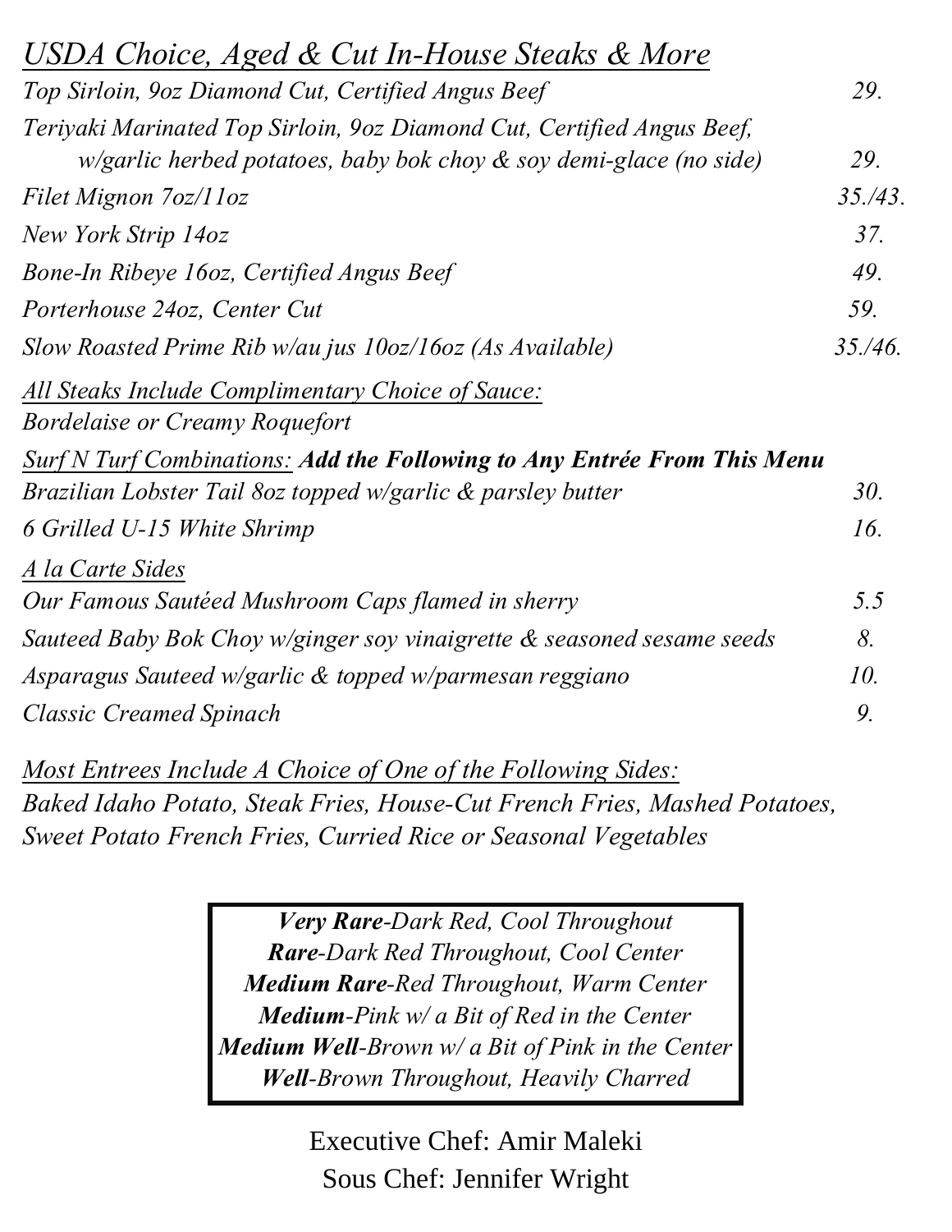## *USDA Choice, Aged & Cut In-House Steaks & More*

| | |
|---|---|
| *Top Sirloin, 9oz Diamond Cut, Certified Angus Beef* | *29.* |
| *Teriyaki Marinated Top Sirloin, 9oz Diamond Cut, Certified Angus Beef, w/garlic herbed potatoes, baby bok choy & soy demi-glace (no side)* | *29.* |
| *Filet Mignon 7oz/11oz* | *35./43.* |
| *New York Strip 14oz* | *37.* |
| *Bone-In Ribeye 16oz, Certified Angus Beef* | *49.* |
| *Porterhouse 24oz, Center Cut* | *59.* |
| *Slow Roasted Prime Rib w/au jus 10oz/16oz (As Available)* | *35./46.* |

*All Steaks Include Complimentary Choice of Sauce:*
*Bordelaise or Creamy Roquefort*

*Surf N Turf Combinations:* ***Add the Following to Any Entrée From This Menu***

| | |
|---|---|
| *Brazilian Lobster Tail 8oz topped w/garlic & parsley butter* | *30.* |
| *6 Grilled U-15 White Shrimp* | *16.* |

*A la Carte Sides*

| | |
|---|---|
| *Our Famous Sautéed Mushroom Caps flamed in sherry* | *5.5* |
| *Sauteed Baby Bok Choy w/ginger soy vinaigrette & seasoned sesame seeds* | *8.* |
| *Asparagus Sauteed w/garlic & topped w/parmesan reggiano* | *10.* |
| *Classic Creamed Spinach* | *9.* |

*Most Entrees Include A Choice of One of the Following Sides:*
*Baked Idaho Potato, Steak Fries, House-Cut French Fries, Mashed Potatoes, Sweet Potato French Fries, Curried Rice or Seasonal Vegetables*

***Very Rare****-Dark Red, Cool Throughout*
***Rare****-Dark Red Throughout, Cool Center*
***Medium Rare****-Red Throughout, Warm Center*
***Medium****-Pink w/ a Bit of Red in the Center*
***Medium Well****-Brown w/ a Bit of Pink in the Center*
***Well****-Brown Throughout, Heavily Charred*

Executive Chef: Amir Maleki
Sous Chef: Jennifer Wright